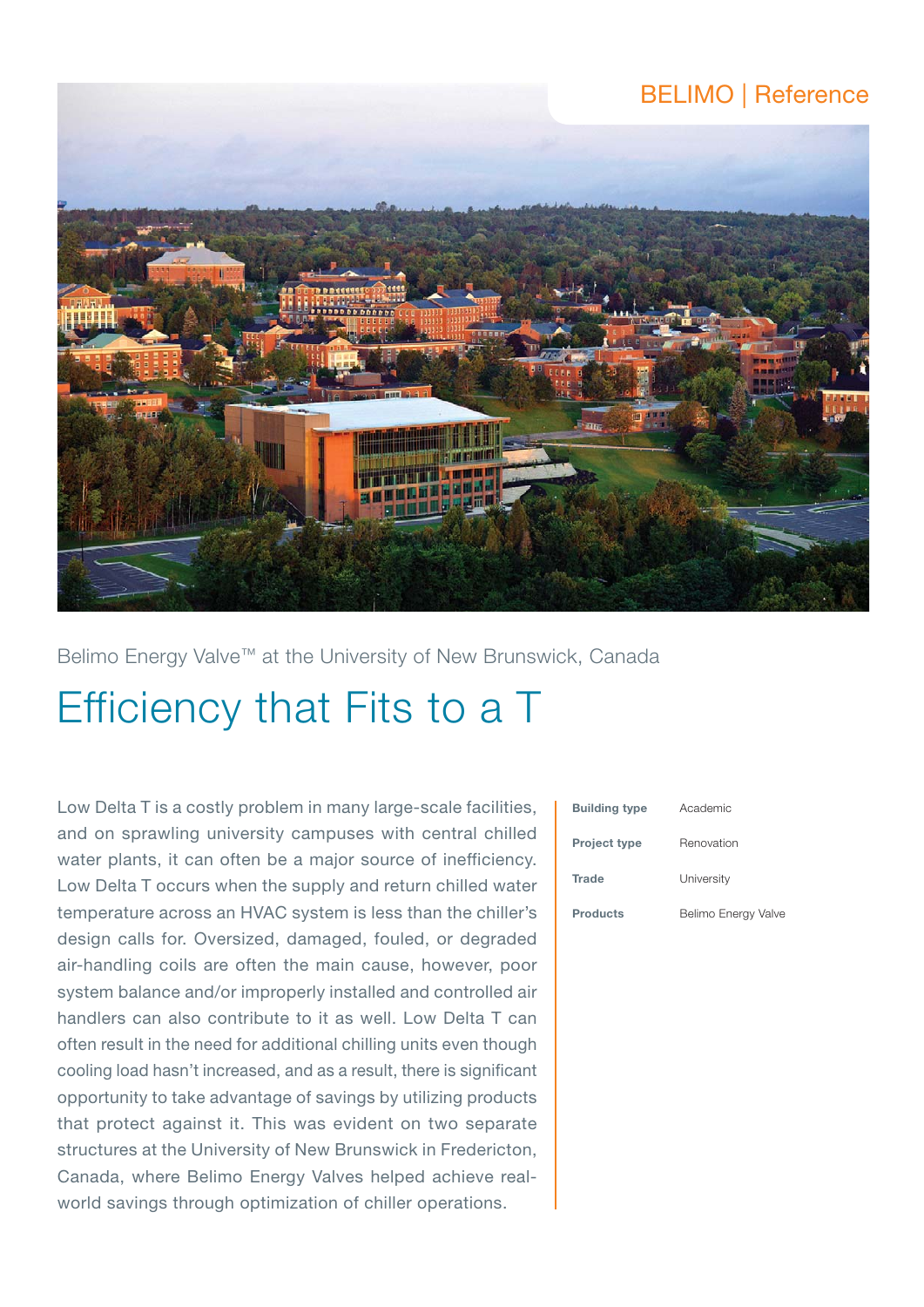BELIMO | Reference

Belimo Energy Valve™ at the University of New Brunswick, Canada

# Efficiency that Fits to a T

Low Delta T is a costly problem in many large-scale facilities, and on sprawling university campuses with central chilled water plants, it can often be a major source of inefficiency. Low Delta T occurs when the supply and return chilled water temperature across an HVAC system is less than the chiller's design calls for. Oversized, damaged, fouled, or degraded air-handling coils are often the main cause, however, poor system balance and/or improperly installed and controlled air handlers can also contribute to it as well. Low Delta T can often result in the need for additional chilling units even though cooling load hasn't increased, and as a result, there is significant opportunity to take advantage of savings by utilizing products that protect against it. This was evident on two separate structures at the University of New Brunswick in Fredericton, Canada, where Belimo Energy Valves helped achieve real-world savings through optimization of chiller operations.

| | |
|---|---|
| **Building type** | Academic |
| **Project type** | Renovation |
| **Trade** | University |
| **Products** | Belimo Energy Valve |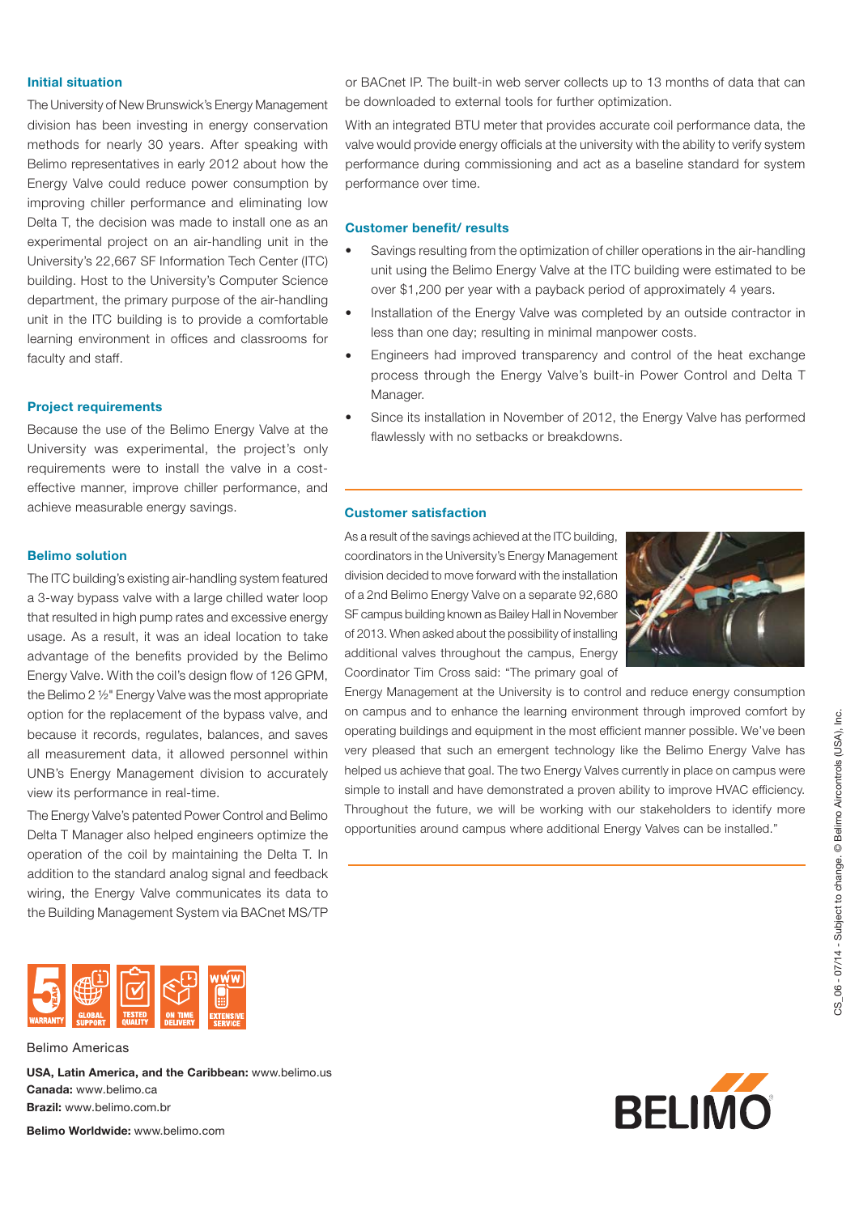## Initial situation

The University of New Brunswick's Energy Management division has been investing in energy conservation methods for nearly 30 years. After speaking with Belimo representatives in early 2012 about how the Energy Valve could reduce power consumption by improving chiller performance and eliminating low Delta T, the decision was made to install one as an experimental project on an air-handling unit in the University's 22,667 SF Information Tech Center (ITC) building. Host to the University's Computer Science department, the primary purpose of the air-handling unit in the ITC building is to provide a comfortable learning environment in offices and classrooms for faculty and staff.

## Project requirements

Because the use of the Belimo Energy Valve at the University was experimental, the project's only requirements were to install the valve in a cost-effective manner, improve chiller performance, and achieve measurable energy savings.

## Belimo solution

The ITC building's existing air-handling system featured a 3-way bypass valve with a large chilled water loop that resulted in high pump rates and excessive energy usage. As a result, it was an ideal location to take advantage of the benefits provided by the Belimo Energy Valve. With the coil's design flow of 126 GPM, the Belimo 2 ½" Energy Valve was the most appropriate option for the replacement of the bypass valve, and because it records, regulates, balances, and saves all measurement data, it allowed personnel within UNB's Energy Management division to accurately view its performance in real-time.

The Energy Valve's patented Power Control and Belimo Delta T Manager also helped engineers optimize the operation of the coil by maintaining the Delta T. In addition to the standard analog signal and feedback wiring, the Energy Valve communicates its data to the Building Management System via BACnet MS/TP or BACnet IP. The built-in web server collects up to 13 months of data that can be downloaded to external tools for further optimization.

With an integrated BTU meter that provides accurate coil performance data, the valve would provide energy officials at the university with the ability to verify system performance during commissioning and act as a baseline standard for system performance over time.

## Customer benefit/ results

- Savings resulting from the optimization of chiller operations in the air-handling unit using the Belimo Energy Valve at the ITC building were estimated to be over $1,200 per year with a payback period of approximately 4 years.
- Installation of the Energy Valve was completed by an outside contractor in less than one day; resulting in minimal manpower costs.
- Engineers had improved transparency and control of the heat exchange process through the Energy Valve's built-in Power Control and Delta T Manager.
- Since its installation in November of 2012, the Energy Valve has performed flawlessly with no setbacks or breakdowns.

## Customer satisfaction

As a result of the savings achieved at the ITC building, coordinators in the University's Energy Management division decided to move forward with the installation of a 2nd Belimo Energy Valve on a separate 92,680 SF campus building known as Bailey Hall in November of 2013. When asked about the possibility of installing additional valves throughout the campus, Energy Coordinator Tim Cross said: "The primary goal of Energy Management at the University is to control and reduce energy consumption on campus and to enhance the learning environment through improved comfort by operating buildings and equipment in the most efficient manner possible. We've been very pleased that such an emergent technology like the Belimo Energy Valve has helped us achieve that goal. The two Energy Valves currently in place on campus were simple to install and have demonstrated a proven ability to improve HVAC efficiency. Throughout the future, we will be working with our stakeholders to identify more opportunities around campus where additional Energy Valves can be installed."

5 YEAR WARRANTY | GLOBAL SUPPORT | TESTED QUALITY | ON TIME DELIVERY | EXTENSIVE SERVICE

Belimo Americas

**USA, Latin America, and the Caribbean:** www.belimo.us
**Canada:** www.belimo.ca
**Brazil:** www.belimo.com.br

**Belimo Worldwide:** www.belimo.com

BELIMO®

CS_06 - 07/14 - Subject to change. © Belimo Aircontrols (USA), Inc.